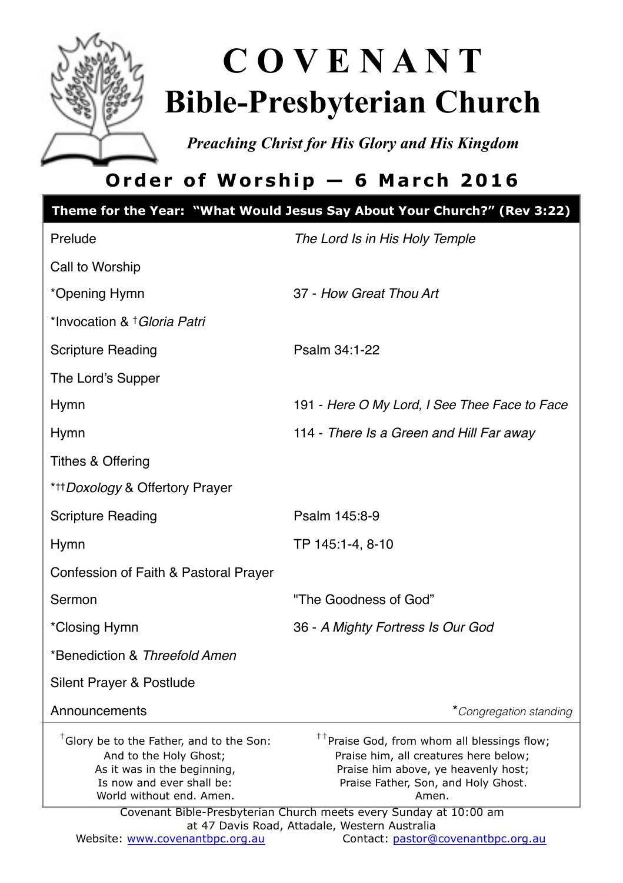# C O V E N A N T
# Bible-Presbyterian Church

*Preaching Christ for His Glory and His Kingdom*

## Order of Worship — 6 March 2016

**Theme for the Year: "What Would Jesus Say About Your Church?" (Rev 3:22)**

| | |
|---|---|
| Prelude | *The Lord Is in His Holy Temple* |
| Call to Worship | |
| *Opening Hymn | 37 - *How Great Thou Art* |
| *Invocation & †*Gloria Patri* | |
| Scripture Reading | Psalm 34:1-22 |
| The Lord's Supper | |
| Hymn | 191 - *Here O My Lord, I See Thee Face to Face* |
| Hymn | 114 - *There Is a Green and Hill Far away* |
| Tithes & Offering | |
| *††*Doxology* & Offertory Prayer | |
| Scripture Reading | Psalm 145:8-9 |
| Hymn | TP 145:1-4, 8-10 |
| Confession of Faith & Pastoral Prayer | |
| Sermon | "The Goodness of God" |
| *Closing Hymn | 36 - *A Mighty Fortress Is Our God* |
| *Benediction & *Threefold Amen* | |
| Silent Prayer & Postlude | |
| Announcements | **Congregation standing* |

†Glory be to the Father, and to the Son:
And to the Holy Ghost;
As it was in the beginning,
Is now and ever shall be:
World without end. Amen.

††Praise God, from whom all blessings flow;
Praise him, all creatures here below;
Praise him above, ye heavenly host;
Praise Father, Son, and Holy Ghost.
Amen.

Covenant Bible-Presbyterian Church meets every Sunday at 10:00 am
at 47 Davis Road, Attadale, Western Australia

Website: www.covenantbpc.org.au Contact: pastor@covenantbpc.org.au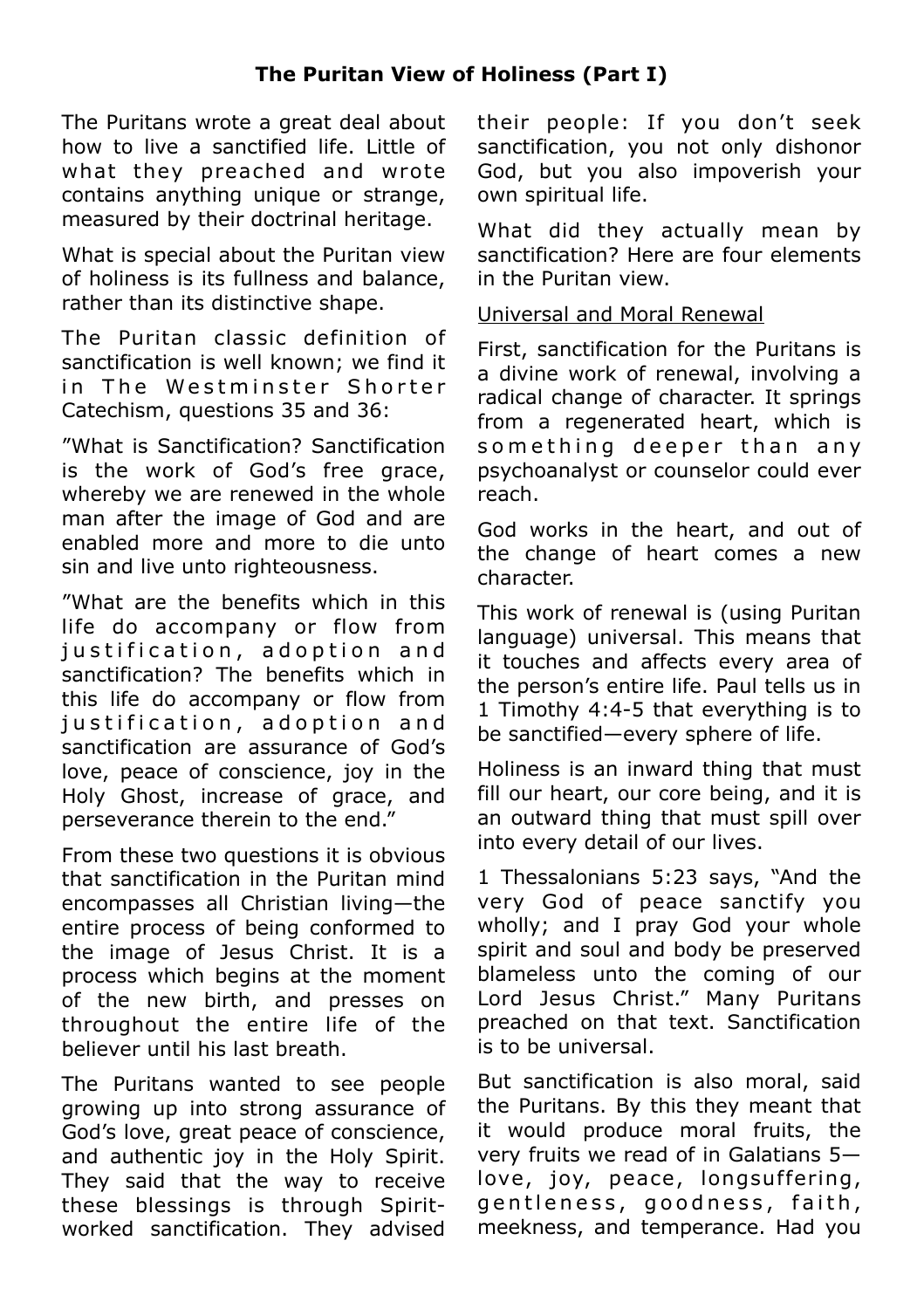## The Puritan View of Holiness (Part I)

The Puritans wrote a great deal about how to live a sanctified life. Little of what they preached and wrote contains anything unique or strange, measured by their doctrinal heritage.

What is special about the Puritan view of holiness is its fullness and balance, rather than its distinctive shape.

The Puritan classic definition of sanctification is well known; we find it in The Westminster Shorter Catechism, questions 35 and 36:

"What is Sanctification? Sanctification is the work of God's free grace, whereby we are renewed in the whole man after the image of God and are enabled more and more to die unto sin and live unto righteousness.

"What are the benefits which in this life do accompany or flow from justification, adoption and sanctification? The benefits which in this life do accompany or flow from justification, adoption and sanctification are assurance of God's love, peace of conscience, joy in the Holy Ghost, increase of grace, and perseverance therein to the end."

From these two questions it is obvious that sanctification in the Puritan mind encompasses all Christian living—the entire process of being conformed to the image of Jesus Christ. It is a process which begins at the moment of the new birth, and presses on throughout the entire life of the believer until his last breath.

The Puritans wanted to see people growing up into strong assurance of God's love, great peace of conscience, and authentic joy in the Holy Spirit. They said that the way to receive these blessings is through Spirit-worked sanctification. They advised their people: If you don't seek sanctification, you not only dishonor God, but you also impoverish your own spiritual life.

What did they actually mean by sanctification? Here are four elements in the Puritan view.

### Universal and Moral Renewal

First, sanctification for the Puritans is a divine work of renewal, involving a radical change of character. It springs from a regenerated heart, which is something deeper than any psychoanalyst or counselor could ever reach.

God works in the heart, and out of the change of heart comes a new character.

This work of renewal is (using Puritan language) universal. This means that it touches and affects every area of the person's entire life. Paul tells us in 1 Timothy 4:4-5 that everything is to be sanctified—every sphere of life.

Holiness is an inward thing that must fill our heart, our core being, and it is an outward thing that must spill over into every detail of our lives.

1 Thessalonians 5:23 says, "And the very God of peace sanctify you wholly; and I pray God your whole spirit and soul and body be preserved blameless unto the coming of our Lord Jesus Christ." Many Puritans preached on that text. Sanctification is to be universal.

But sanctification is also moral, said the Puritans. By this they meant that it would produce moral fruits, the very fruits we read of in Galatians 5—love, joy, peace, longsuffering, gentleness, goodness, faith, meekness, and temperance. Had you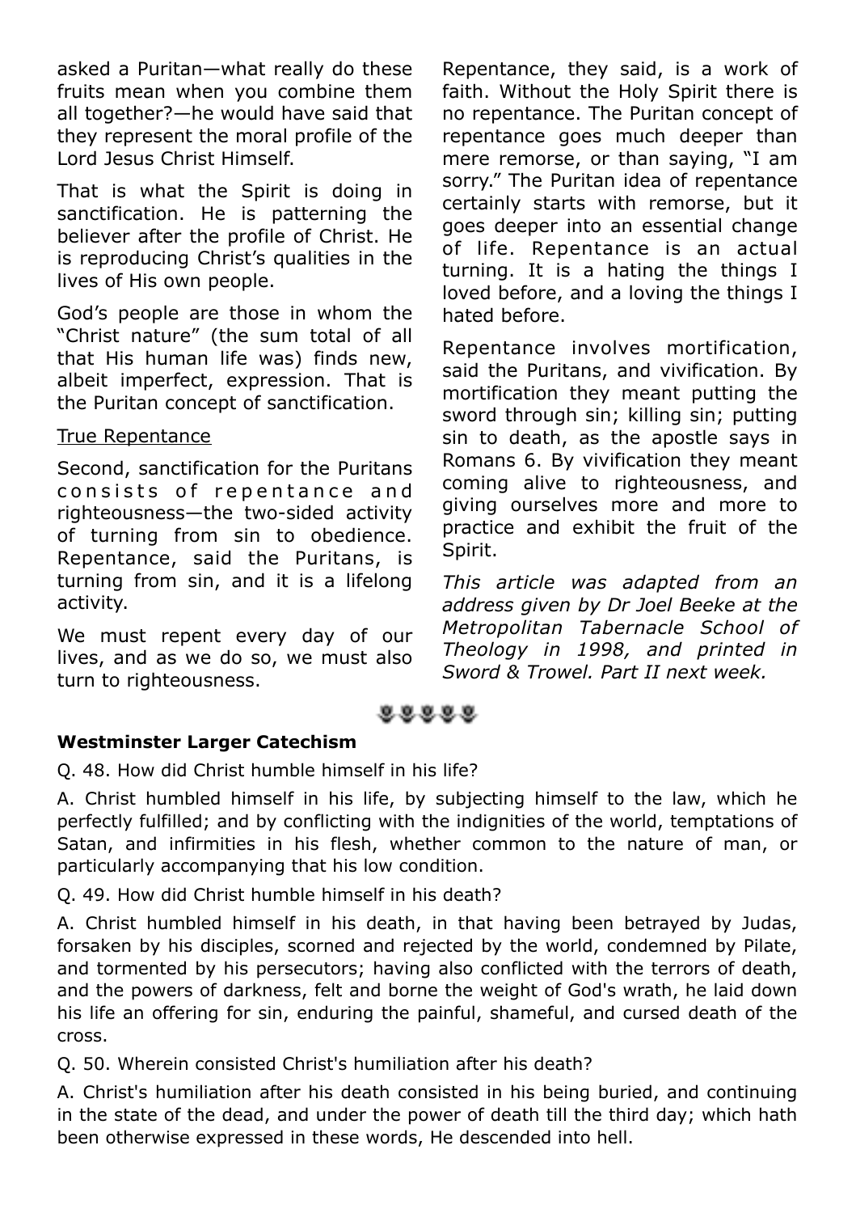asked a Puritan—what really do these fruits mean when you combine them all together?—he would have said that they represent the moral profile of the Lord Jesus Christ Himself.

That is what the Spirit is doing in sanctification. He is patterning the believer after the profile of Christ. He is reproducing Christ's qualities in the lives of His own people.

God's people are those in whom the "Christ nature" (the sum total of all that His human life was) finds new, albeit imperfect, expression. That is the Puritan concept of sanctification.

<u>True Repentance</u>

Second, sanctification for the Puritans consists of repentance and righteousness—the two-sided activity of turning from sin to obedience. Repentance, said the Puritans, is turning from sin, and it is a lifelong activity.

We must repent every day of our lives, and as we do so, we must also turn to righteousness.

Repentance, they said, is a work of faith. Without the Holy Spirit there is no repentance. The Puritan concept of repentance goes much deeper than mere remorse, or than saying, "I am sorry." The Puritan idea of repentance certainly starts with remorse, but it goes deeper into an essential change of life. Repentance is an actual turning. It is a hating the things I loved before, and a loving the things I hated before.

Repentance involves mortification, said the Puritans, and vivification. By mortification they meant putting the sword through sin; killing sin; putting sin to death, as the apostle says in Romans 6. By vivification they meant coming alive to righteousness, and giving ourselves more and more to practice and exhibit the fruit of the Spirit.

*This article was adapted from an address given by Dr Joel Beeke at the Metropolitan Tabernacle School of Theology in 1998, and printed in Sword & Trowel. Part II next week.*

**Westminster Larger Catechism**

Q. 48. How did Christ humble himself in his life?

A. Christ humbled himself in his life, by subjecting himself to the law, which he perfectly fulfilled; and by conflicting with the indignities of the world, temptations of Satan, and infirmities in his flesh, whether common to the nature of man, or particularly accompanying that his low condition.

Q. 49. How did Christ humble himself in his death?

A. Christ humbled himself in his death, in that having been betrayed by Judas, forsaken by his disciples, scorned and rejected by the world, condemned by Pilate, and tormented by his persecutors; having also conflicted with the terrors of death, and the powers of darkness, felt and borne the weight of God's wrath, he laid down his life an offering for sin, enduring the painful, shameful, and cursed death of the cross.

Q. 50. Wherein consisted Christ's humiliation after his death?

A. Christ's humiliation after his death consisted in his being buried, and continuing in the state of the dead, and under the power of death till the third day; which hath been otherwise expressed in these words, He descended into hell.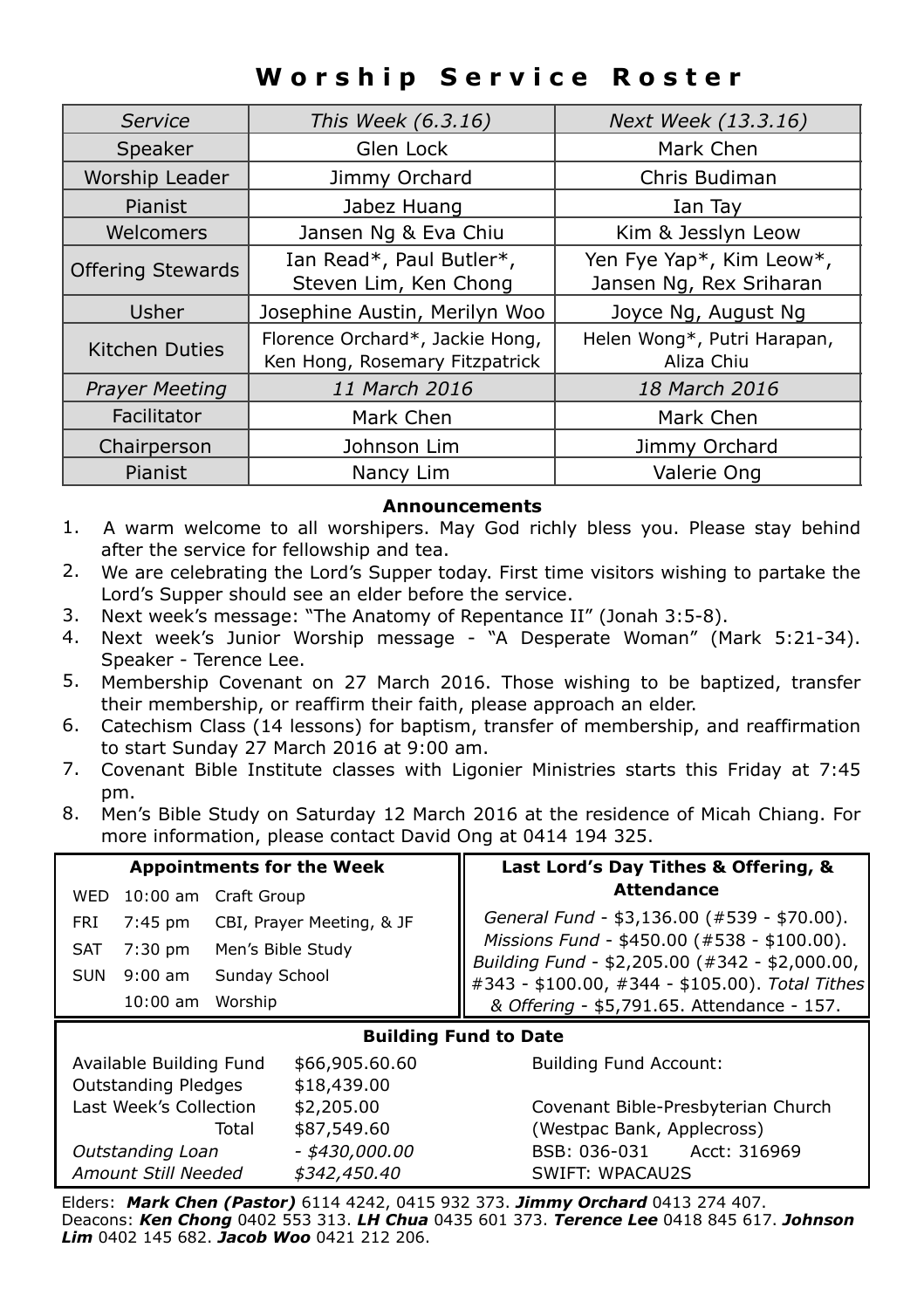# Worship Service Roster

| *Service* | *This Week (6.3.16)* | *Next Week (13.3.16)* |
| --- | --- | --- |
| Speaker | Glen Lock | Mark Chen |
| Worship Leader | Jimmy Orchard | Chris Budiman |
| Pianist | Jabez Huang | Ian Tay |
| Welcomers | Jansen Ng & Eva Chiu | Kim & Jesslyn Leow |
| Offering Stewards | Ian Read*, Paul Butler*, Steven Lim, Ken Chong | Yen Fye Yap*, Kim Leow*, Jansen Ng, Rex Sriharan |
| Usher | Josephine Austin, Merilyn Woo | Joyce Ng, August Ng |
| Kitchen Duties | Florence Orchard*, Jackie Hong, Ken Hong, Rosemary Fitzpatrick | Helen Wong*, Putri Harapan, Aliza Chiu |
| *Prayer Meeting* | *11 March 2016* | *18 March 2016* |
| Facilitator | Mark Chen | Mark Chen |
| Chairperson | Johnson Lim | Jimmy Orchard |
| Pianist | Nancy Lim | Valerie Ong |

**Announcements**

1. A warm welcome to all worshipers. May God richly bless you. Please stay behind after the service for fellowship and tea.
2. We are celebrating the Lord's Supper today. First time visitors wishing to partake the Lord's Supper should see an elder before the service.
3. Next week's message: "The Anatomy of Repentance II" (Jonah 3:5-8).
4. Next week's Junior Worship message - "A Desperate Woman" (Mark 5:21-34). Speaker - Terence Lee.
5. Membership Covenant on 27 March 2016. Those wishing to be baptized, transfer their membership, or reaffirm their faith, please approach an elder.
6. Catechism Class (14 lessons) for baptism, transfer of membership, and reaffirmation to start Sunday 27 March 2016 at 9:00 am.
7. Covenant Bible Institute classes with Ligonier Ministries starts this Friday at 7:45 pm.
8. Men's Bible Study on Saturday 12 March 2016 at the residence of Micah Chiang. For more information, please contact David Ong at 0414 194 325.

**Appointments for the Week**

| | | |
| --- | --- | --- |
| WED | 10:00 am | Craft Group |
| FRI | 7:45 pm | CBI, Prayer Meeting, & JF |
| SAT | 7:30 pm | Men's Bible Study |
| SUN | 9:00 am | Sunday School |
| | 10:00 am | Worship |

**Last Lord's Day Tithes & Offering, & Attendance**

*General Fund* - $3,136.00 (#539 - $70.00). *Missions Fund* - $450.00 (#538 - $100.00). *Building Fund* - $2,205.00 (#342 - $2,000.00, #343 - $100.00, #344 - $105.00). *Total Tithes & Offering* - $5,791.65. Attendance - 157.

**Building Fund to Date**

| | |
| --- | --- |
| Available Building Fund | $66,905.60.60 |
| Outstanding Pledges | $18,439.00 |
| Last Week's Collection | $2,205.00 |
| Total | $87,549.60 |
| *Outstanding Loan* | *- $430,000.00* |
| *Amount Still Needed* | *$342,450.40* |

Building Fund Account:

Covenant Bible-Presbyterian Church
(Westpac Bank, Applecross)
BSB: 036-031 Acct: 316969
SWIFT: WPACAU2S

Elders: ***Mark Chen (Pastor)*** 6114 4242, 0415 932 373. ***Jimmy Orchard*** 0413 274 407.
Deacons: ***Ken Chong*** 0402 553 313. ***LH Chua*** 0435 601 373. ***Terence Lee*** 0418 845 617. ***Johnson Lim*** 0402 145 682. ***Jacob Woo*** 0421 212 206.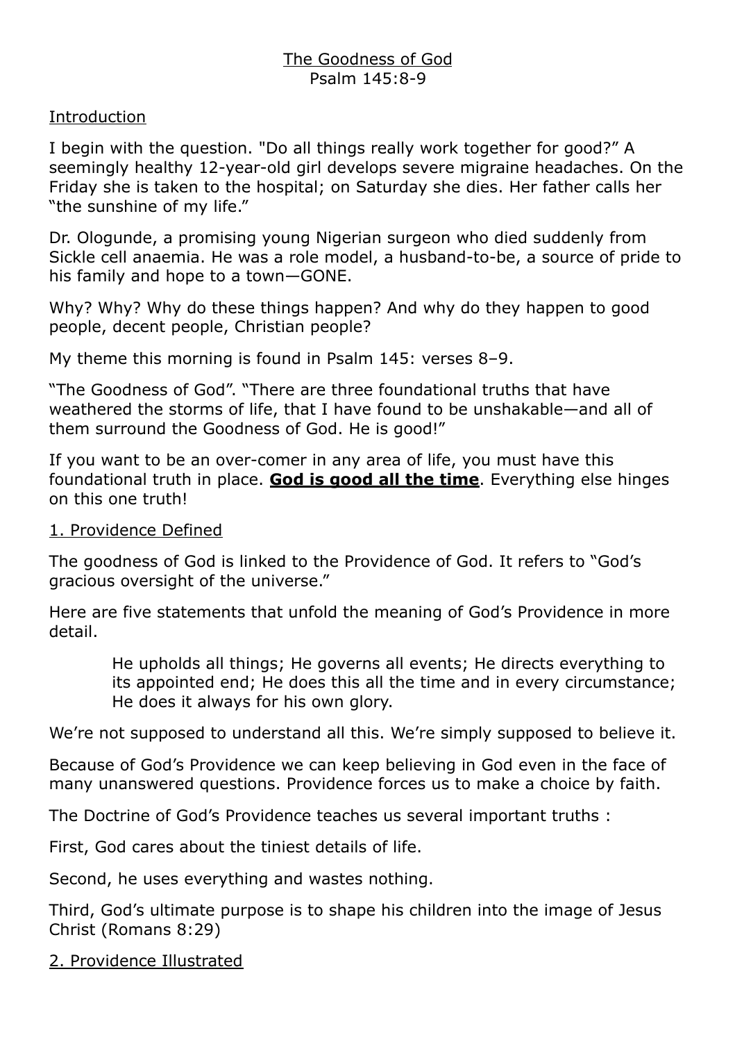The Goodness of God
Psalm 145:8-9

Introduction

I begin with the question. "Do all things really work together for good?" A seemingly healthy 12-year-old girl develops severe migraine headaches. On the Friday she is taken to the hospital; on Saturday she dies. Her father calls her "the sunshine of my life."

Dr. Ologunde, a promising young Nigerian surgeon who died suddenly from Sickle cell anaemia. He was a role model, a husband-to-be, a source of pride to his family and hope to a town—GONE.

Why? Why? Why do these things happen? And why do they happen to good people, decent people, Christian people?

My theme this morning is found in Psalm 145: verses 8–9.

"The Goodness of God". "There are three foundational truths that have weathered the storms of life, that I have found to be unshakable—and all of them surround the Goodness of God. He is good!"

If you want to be an over-comer in any area of life, you must have this foundational truth in place. **God is good all the time**. Everything else hinges on this one truth!

1. Providence Defined

The goodness of God is linked to the Providence of God. It refers to "God's gracious oversight of the universe."

Here are five statements that unfold the meaning of God's Providence in more detail.

> He upholds all things; He governs all events; He directs everything to its appointed end; He does this all the time and in every circumstance; He does it always for his own glory.

We're not supposed to understand all this. We're simply supposed to believe it.

Because of God's Providence we can keep believing in God even in the face of many unanswered questions. Providence forces us to make a choice by faith.

The Doctrine of God's Providence teaches us several important truths :

First, God cares about the tiniest details of life.

Second, he uses everything and wastes nothing.

Third, God's ultimate purpose is to shape his children into the image of Jesus Christ (Romans 8:29)

2. Providence Illustrated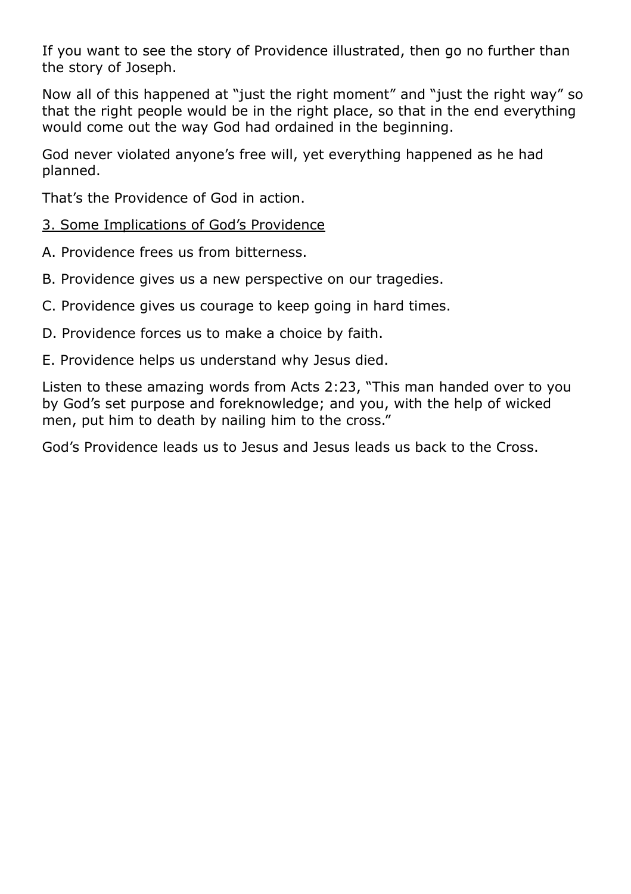If you want to see the story of Providence illustrated, then go no further than the story of Joseph.

Now all of this happened at “just the right moment” and “just the right way” so that the right people would be in the right place, so that in the end everything would come out the way God had ordained in the beginning.

God never violated anyone’s free will, yet everything happened as he had planned.

That’s the Providence of God in action.

<u>3. Some Implications of God’s Providence</u>

A. Providence frees us from bitterness.

B. Providence gives us a new perspective on our tragedies.

C. Providence gives us courage to keep going in hard times.

D. Providence forces us to make a choice by faith.

E. Providence helps us understand why Jesus died.

Listen to these amazing words from Acts 2:23, “This man handed over to you by God’s set purpose and foreknowledge; and you, with the help of wicked men, put him to death by nailing him to the cross.”

God’s Providence leads us to Jesus and Jesus leads us back to the Cross.